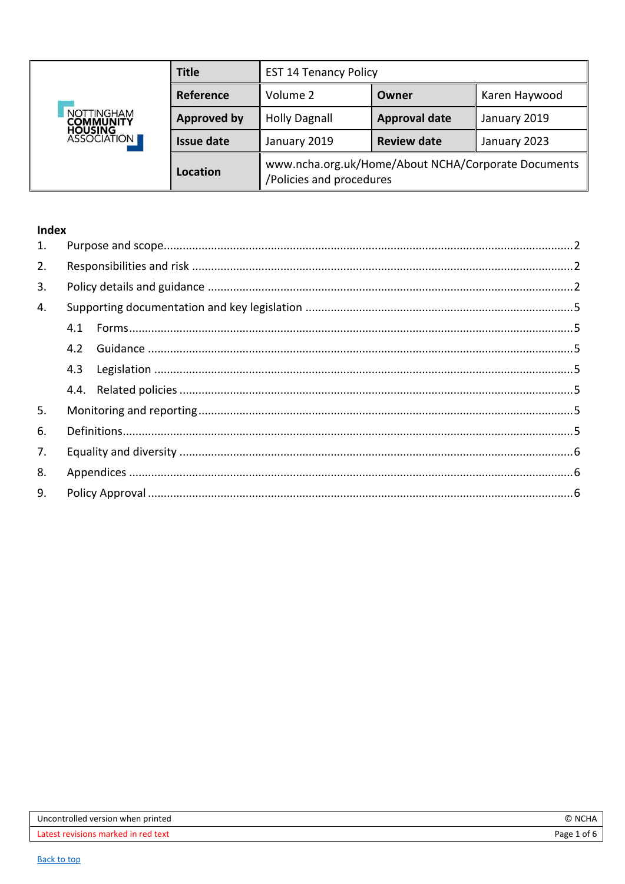| NOTTINGHAM COMMUNITY HOUSING ASSOCIATION | **Title** | EST 14 Tenancy Policy | | |
|---|---|---|---|---|
| | **Reference** | Volume 2 | **Owner** | Karen Haywood |
| | **Approved by** | Holly Dagnall | **Approval date** | January 2019 |
| | **Issue date** | January 2019 | **Review date** | January 2023 |
| | **Location** | www.ncha.org.uk/Home/About NCHA/Corporate Documents /Policies and procedures | | |

**Index**

1. Purpose and scope ....................................................................... 2
2. Responsibilities and risk ............................................................... 2
3. Policy details and guidance ........................................................... 2
4. Supporting documentation and key legislation .................................. 5
   - 4.1 Forms ....................................................................... 5
   - 4.2 Guidance ................................................................... 5
   - 4.3 Legislation ................................................................. 5
   - 4.4. Related policies .......................................................... 5
5. Monitoring and reporting ............................................................... 5
6. Definitions .................................................................................. 5
7. Equality and diversity ................................................................... 6
8. Appendices ................................................................................ 6
9. Policy Approval ........................................................................... 6

Uncontrolled version when printed | © NCHA

Latest revisions marked in red text

Back to top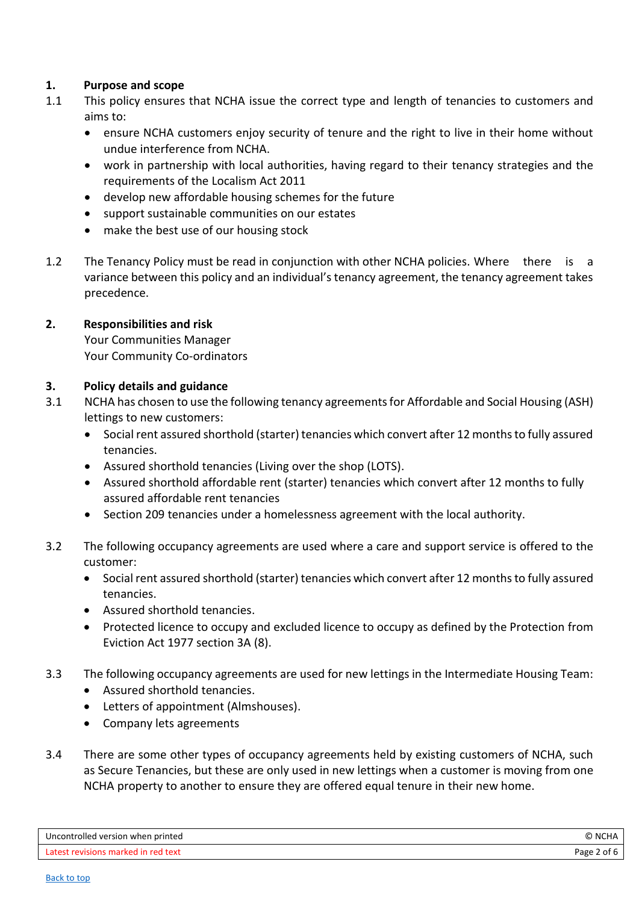## 1. Purpose and scope

1.1 This policy ensures that NCHA issue the correct type and length of tenancies to customers and aims to:

- ensure NCHA customers enjoy security of tenure and the right to live in their home without undue interference from NCHA.
- work in partnership with local authorities, having regard to their tenancy strategies and the requirements of the Localism Act 2011
- develop new affordable housing schemes for the future
- support sustainable communities on our estates
- make the best use of our housing stock

1.2 The Tenancy Policy must be read in conjunction with other NCHA policies. Where there is a variance between this policy and an individual's tenancy agreement, the tenancy agreement takes precedence.

## 2. Responsibilities and risk

Your Communities Manager
Your Community Co-ordinators

## 3. Policy details and guidance

3.1 NCHA has chosen to use the following tenancy agreements for Affordable and Social Housing (ASH) lettings to new customers:

- Social rent assured shorthold (starter) tenancies which convert after 12 months to fully assured tenancies.
- Assured shorthold tenancies (Living over the shop (LOTS).
- Assured shorthold affordable rent (starter) tenancies which convert after 12 months to fully assured affordable rent tenancies
- Section 209 tenancies under a homelessness agreement with the local authority.

3.2 The following occupancy agreements are used where a care and support service is offered to the customer:

- Social rent assured shorthold (starter) tenancies which convert after 12 months to fully assured tenancies.
- Assured shorthold tenancies.
- Protected licence to occupy and excluded licence to occupy as defined by the Protection from Eviction Act 1977 section 3A (8).

3.3 The following occupancy agreements are used for new lettings in the Intermediate Housing Team:

- Assured shorthold tenancies.
- Letters of appointment (Almshouses).
- Company lets agreements

3.4 There are some other types of occupancy agreements held by existing customers of NCHA, such as Secure Tenancies, but these are only used in new lettings when a customer is moving from one NCHA property to another to ensure they are offered equal tenure in their new home.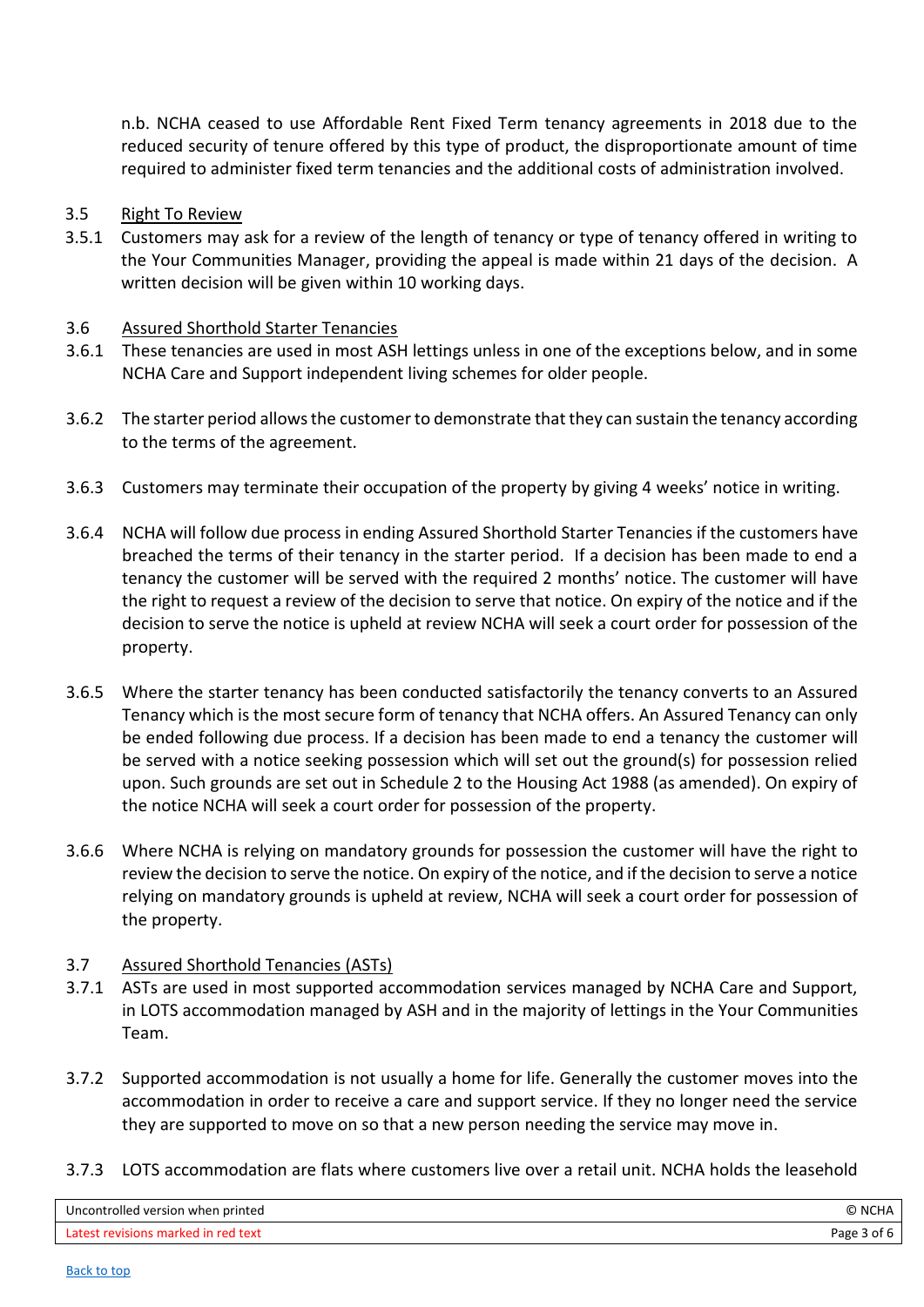n.b. NCHA ceased to use Affordable Rent Fixed Term tenancy agreements in 2018 due to the reduced security of tenure offered by this type of product, the disproportionate amount of time required to administer fixed term tenancies and the additional costs of administration involved.

3.5 Right To Review

3.5.1 Customers may ask for a review of the length of tenancy or type of tenancy offered in writing to the Your Communities Manager, providing the appeal is made within 21 days of the decision. A written decision will be given within 10 working days.

3.6 Assured Shorthold Starter Tenancies

3.6.1 These tenancies are used in most ASH lettings unless in one of the exceptions below, and in some NCHA Care and Support independent living schemes for older people.

3.6.2 The starter period allows the customer to demonstrate that they can sustain the tenancy according to the terms of the agreement.

3.6.3 Customers may terminate their occupation of the property by giving 4 weeks' notice in writing.

3.6.4 NCHA will follow due process in ending Assured Shorthold Starter Tenancies if the customers have breached the terms of their tenancy in the starter period. If a decision has been made to end a tenancy the customer will be served with the required 2 months' notice. The customer will have the right to request a review of the decision to serve that notice. On expiry of the notice and if the decision to serve the notice is upheld at review NCHA will seek a court order for possession of the property.

3.6.5 Where the starter tenancy has been conducted satisfactorily the tenancy converts to an Assured Tenancy which is the most secure form of tenancy that NCHA offers. An Assured Tenancy can only be ended following due process. If a decision has been made to end a tenancy the customer will be served with a notice seeking possession which will set out the ground(s) for possession relied upon. Such grounds are set out in Schedule 2 to the Housing Act 1988 (as amended). On expiry of the notice NCHA will seek a court order for possession of the property.

3.6.6 Where NCHA is relying on mandatory grounds for possession the customer will have the right to review the decision to serve the notice. On expiry of the notice, and if the decision to serve a notice relying on mandatory grounds is upheld at review, NCHA will seek a court order for possession of the property.

3.7 Assured Shorthold Tenancies (ASTs)

3.7.1 ASTs are used in most supported accommodation services managed by NCHA Care and Support, in LOTS accommodation managed by ASH and in the majority of lettings in the Your Communities Team.

3.7.2 Supported accommodation is not usually a home for life. Generally the customer moves into the accommodation in order to receive a care and support service. If they no longer need the service they are supported to move on so that a new person needing the service may move in.

3.7.3 LOTS accommodation are flats where customers live over a retail unit. NCHA holds the leasehold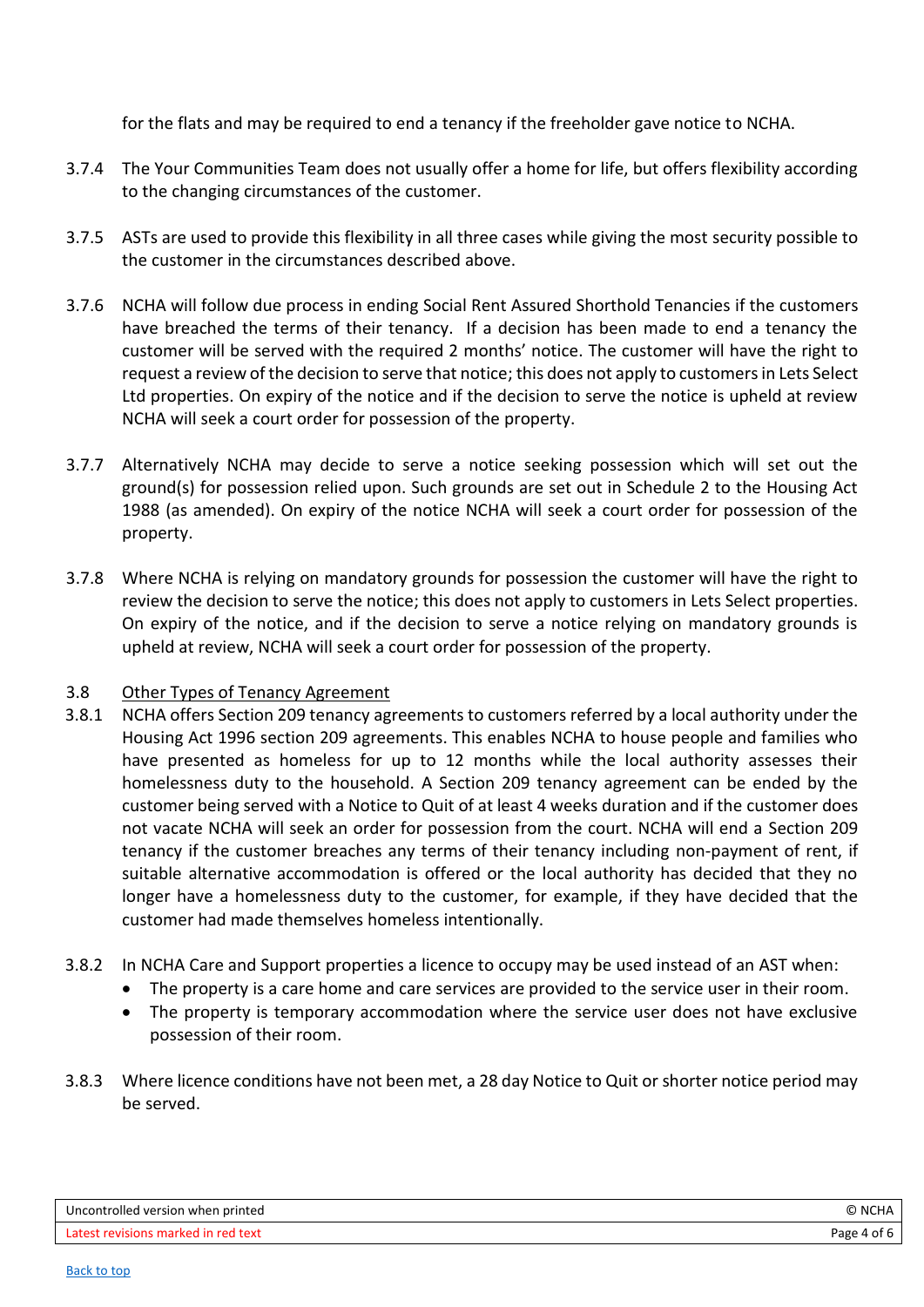for the flats and may be required to end a tenancy if the freeholder gave notice to NCHA.

3.7.4 The Your Communities Team does not usually offer a home for life, but offers flexibility according to the changing circumstances of the customer.

3.7.5 ASTs are used to provide this flexibility in all three cases while giving the most security possible to the customer in the circumstances described above.

3.7.6 NCHA will follow due process in ending Social Rent Assured Shorthold Tenancies if the customers have breached the terms of their tenancy. If a decision has been made to end a tenancy the customer will be served with the required 2 months' notice. The customer will have the right to request a review of the decision to serve that notice; this does not apply to customers in Lets Select Ltd properties. On expiry of the notice and if the decision to serve the notice is upheld at review NCHA will seek a court order for possession of the property.

3.7.7 Alternatively NCHA may decide to serve a notice seeking possession which will set out the ground(s) for possession relied upon. Such grounds are set out in Schedule 2 to the Housing Act 1988 (as amended). On expiry of the notice NCHA will seek a court order for possession of the property.

3.7.8 Where NCHA is relying on mandatory grounds for possession the customer will have the right to review the decision to serve the notice; this does not apply to customers in Lets Select properties. On expiry of the notice, and if the decision to serve a notice relying on mandatory grounds is upheld at review, NCHA will seek a court order for possession of the property.

3.8 Other Types of Tenancy Agreement

3.8.1 NCHA offers Section 209 tenancy agreements to customers referred by a local authority under the Housing Act 1996 section 209 agreements. This enables NCHA to house people and families who have presented as homeless for up to 12 months while the local authority assesses their homelessness duty to the household. A Section 209 tenancy agreement can be ended by the customer being served with a Notice to Quit of at least 4 weeks duration and if the customer does not vacate NCHA will seek an order for possession from the court. NCHA will end a Section 209 tenancy if the customer breaches any terms of their tenancy including non-payment of rent, if suitable alternative accommodation is offered or the local authority has decided that they no longer have a homelessness duty to the customer, for example, if they have decided that the customer had made themselves homeless intentionally.

3.8.2 In NCHA Care and Support properties a licence to occupy may be used instead of an AST when:

- The property is a care home and care services are provided to the service user in their room.
- The property is temporary accommodation where the service user does not have exclusive possession of their room.

3.8.3 Where licence conditions have not been met, a 28 day Notice to Quit or shorter notice period may be served.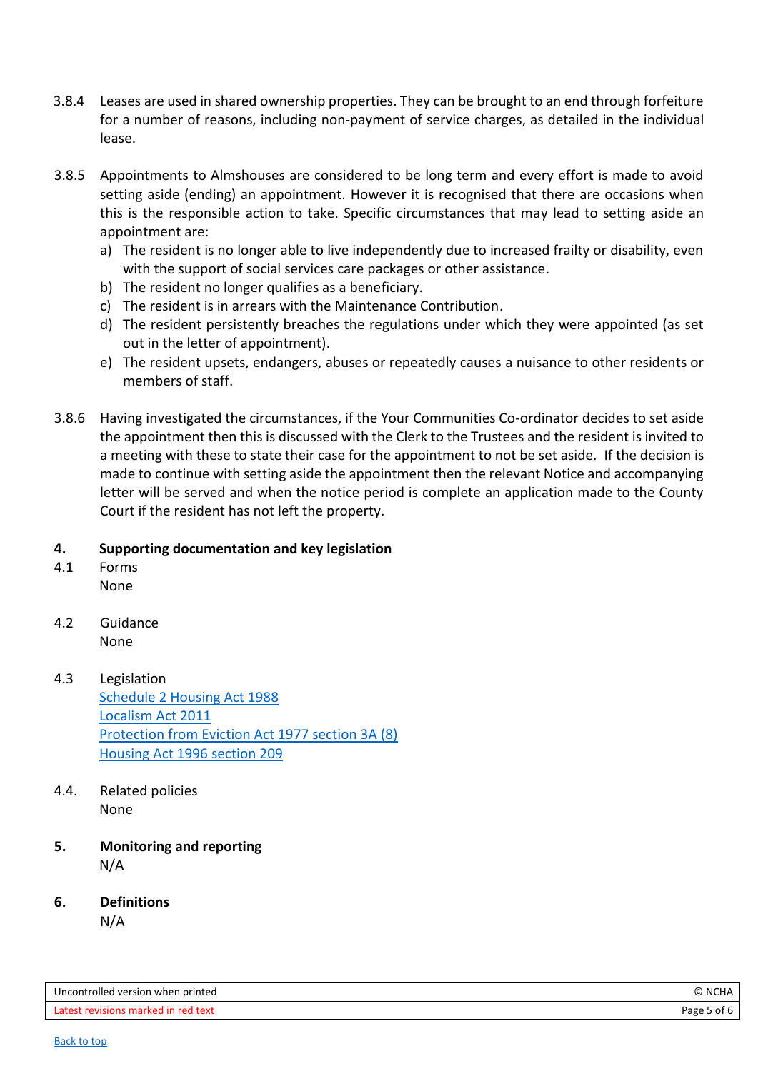3.8.4 Leases are used in shared ownership properties. They can be brought to an end through forfeiture for a number of reasons, including non-payment of service charges, as detailed in the individual lease.

3.8.5 Appointments to Almshouses are considered to be long term and every effort is made to avoid setting aside (ending) an appointment. However it is recognised that there are occasions when this is the responsible action to take. Specific circumstances that may lead to setting aside an appointment are:

a) The resident is no longer able to live independently due to increased frailty or disability, even with the support of social services care packages or other assistance.
b) The resident no longer qualifies as a beneficiary.
c) The resident is in arrears with the Maintenance Contribution.
d) The resident persistently breaches the regulations under which they were appointed (as set out in the letter of appointment).
e) The resident upsets, endangers, abuses or repeatedly causes a nuisance to other residents or members of staff.

3.8.6 Having investigated the circumstances, if the Your Communities Co-ordinator decides to set aside the appointment then this is discussed with the Clerk to the Trustees and the resident is invited to a meeting with these to state their case for the appointment to not be set aside. If the decision is made to continue with setting aside the appointment then the relevant Notice and accompanying letter will be served and when the notice period is complete an application made to the County Court if the resident has not left the property.

## 4. Supporting documentation and key legislation

4.1 Forms

None

4.2 Guidance

None

4.3 Legislation

Schedule 2 Housing Act 1988
Localism Act 2011
Protection from Eviction Act 1977 section 3A (8)
Housing Act 1996 section 209

4.4. Related policies

None

## 5. Monitoring and reporting

N/A

## 6. Definitions

N/A

Back to top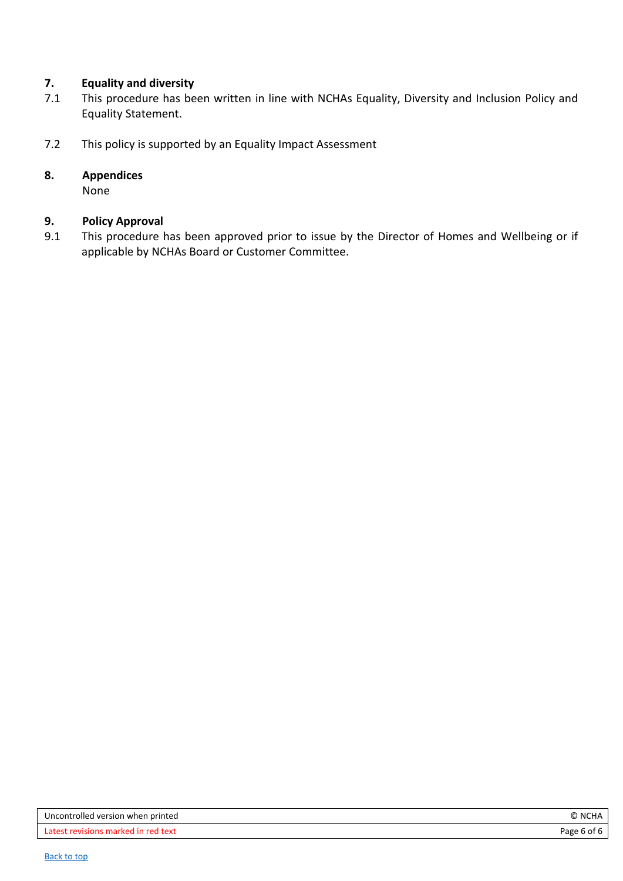## 7. Equality and diversity

7.1 This procedure has been written in line with NCHAs Equality, Diversity and Inclusion Policy and Equality Statement.

7.2 This policy is supported by an Equality Impact Assessment

## 8. Appendices

None

## 9. Policy Approval

9.1 This procedure has been approved prior to issue by the Director of Homes and Wellbeing or if applicable by NCHAs Board or Customer Committee.